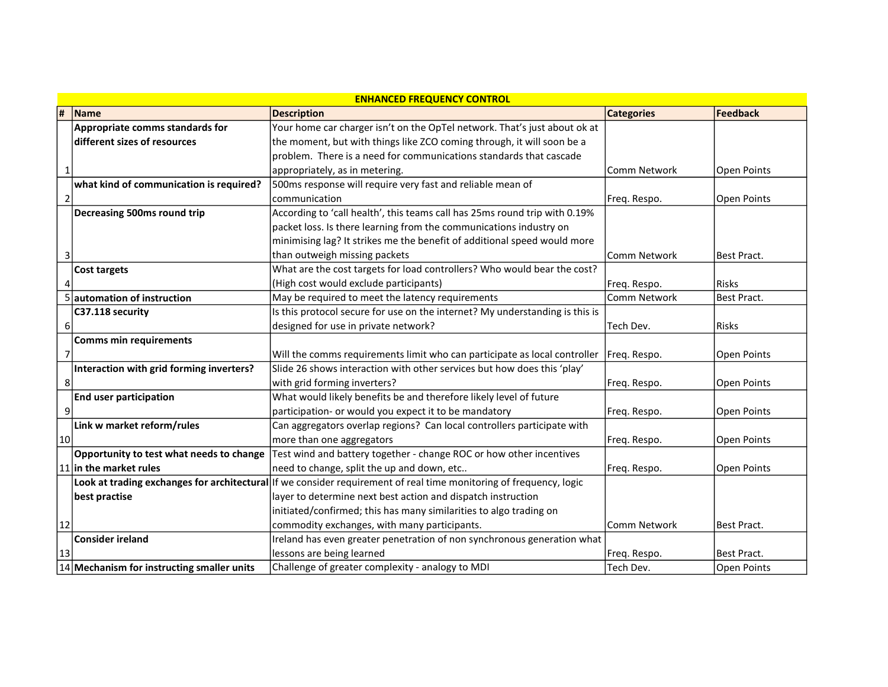| ENHANCED FREQUENCY CONTROL | | | | |
|---|---|---|---|---|
| **#** | **Name** | **Description** | **Categories** | **Feedback** |
| 1 | **Appropriate comms standards for different sizes of resources** | Your home car charger isn't on the OpTel network. That's just about ok at the moment, but with things like ZCO coming through, it will soon be a problem. There is a need for communications standards that cascade appropriately, as in metering. | Comm Network | Open Points |
| 2 | **what kind of communication is required?** | 500ms response will require very fast and reliable mean of communication | Freq. Respo. | Open Points |
| 3 | **Decreasing 500ms round trip** | According to 'call health', this teams call has 25ms round trip with 0.19% packet loss. Is there learning from the communications industry on minimising lag? It strikes me the benefit of additional speed would more than outweigh missing packets | Comm Network | Best Pract. |
| 4 | **Cost targets** | What are the cost targets for load controllers? Who would bear the cost? (High cost would exclude participants) | Freq. Respo. | Risks |
| 5 | **automation of instruction** | May be required to meet the latency requirements | Comm Network | Best Pract. |
| 6 | **C37.118 security** | Is this protocol secure for use on the internet? My understanding is this is designed for use in private network? | Tech Dev. | Risks |
| 7 | **Comms min requirements** | Will the comms requirements limit who can participate as local controller | Freq. Respo. | Open Points |
| 8 | **Interaction with grid forming inverters?** | Slide 26 shows interaction with other services but how does this 'play' with grid forming inverters? | Freq. Respo. | Open Points |
| 9 | **End user participation** | What would likely benefits be and therefore likely level of future participation- or would you expect it to be mandatory | Freq. Respo. | Open Points |
| 10 | **Link w market reform/rules** | Can aggregators overlap regions? Can local controllers participate with more than one aggregators | Freq. Respo. | Open Points |
| 11 | **Opportunity to test what needs to change in the market rules** | Test wind and battery together - change ROC or how other incentives need to change, split the up and down, etc.. | Freq. Respo. | Open Points |
| 12 | **Look at trading exchanges for architectural best practise** | If we consider requirement of real time monitoring of frequency, logic layer to determine next best action and dispatch instruction initiated/confirmed; this has many similarities to algo trading on commodity exchanges, with many participants. | Comm Network | Best Pract. |
| 13 | **Consider ireland** | Ireland has even greater penetration of non synchronous generation what lessons are being learned | Freq. Respo. | Best Pract. |
| 14 | **Mechanism for instructing smaller units** | Challenge of greater complexity - analogy to MDI | Tech Dev. | Open Points |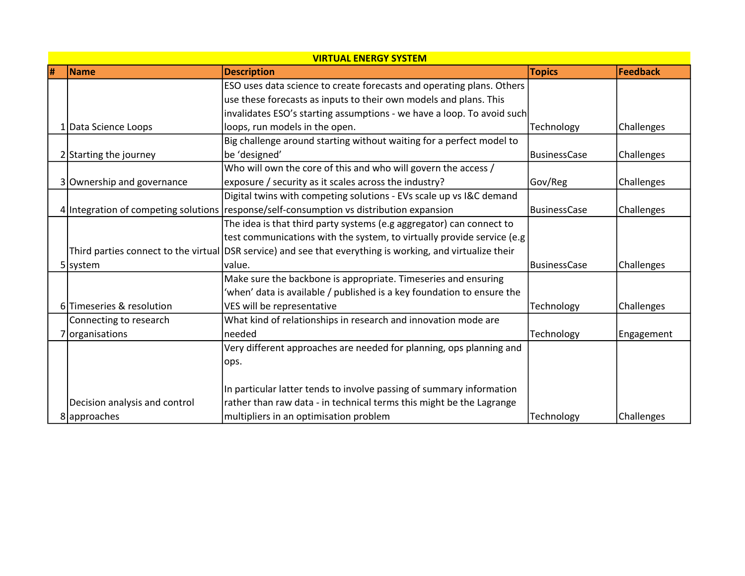| VIRTUAL ENERGY SYSTEM | | | | |
|---|---|---|---|---|
| # | Name | Description | Topics | Feedback |
| 1 | Data Science Loops | ESO uses data science to create forecasts and operating plans. Others use these forecasts as inputs to their own models and plans. This invalidates ESO's starting assumptions - we have a loop. To avoid such loops, run models in the open. | Technology | Challenges |
| 2 | Starting the journey | Big challenge around starting without waiting for a perfect model to be 'designed' | BusinessCase | Challenges |
| 3 | Ownership and governance | Who will own the core of this and who will govern the access / exposure / security as it scales across the industry? | Gov/Reg | Challenges |
| 4 | Integration of competing solutions | Digital twins with competing solutions - EVs scale up vs I&C demand response/self-consumption vs distribution expansion | BusinessCase | Challenges |
| 5 | Third parties connect to the virtual system | The idea is that third party systems (e.g aggregator) can connect to test communications with the system, to virtually provide service (e.g DSR service) and see that everything is working, and virtualize their value. | BusinessCase | Challenges |
| 6 | Timeseries & resolution | Make sure the backbone is appropriate. Timeseries and ensuring 'when' data is available / published is a key foundation to ensure the VES will be representative | Technology | Challenges |
| 7 | Connecting to research organisations | What kind of relationships in research and innovation mode are needed | Technology | Engagement |
| 8 | Decision analysis and control approaches | Very different approaches are needed for planning, ops planning and ops.<br><br>In particular latter tends to involve passing of summary information rather than raw data - in technical terms this might be the Lagrange multipliers in an optimisation problem | Technology | Challenges |